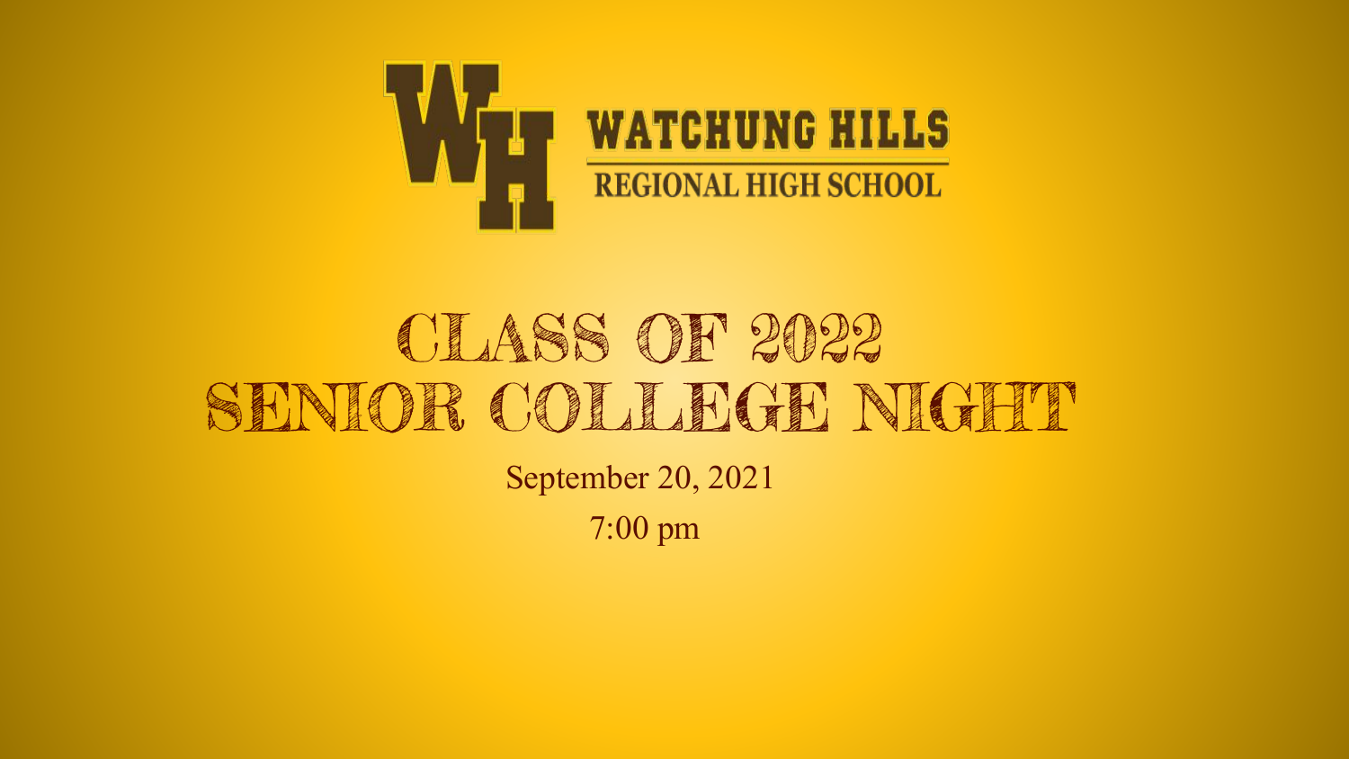WATCHUNG HILLS REGIONAL HIGH SCHOOL

# CLASS OF 2022 SENIOR COLLEGE NIGHT

September 20, 2021

7:00 pm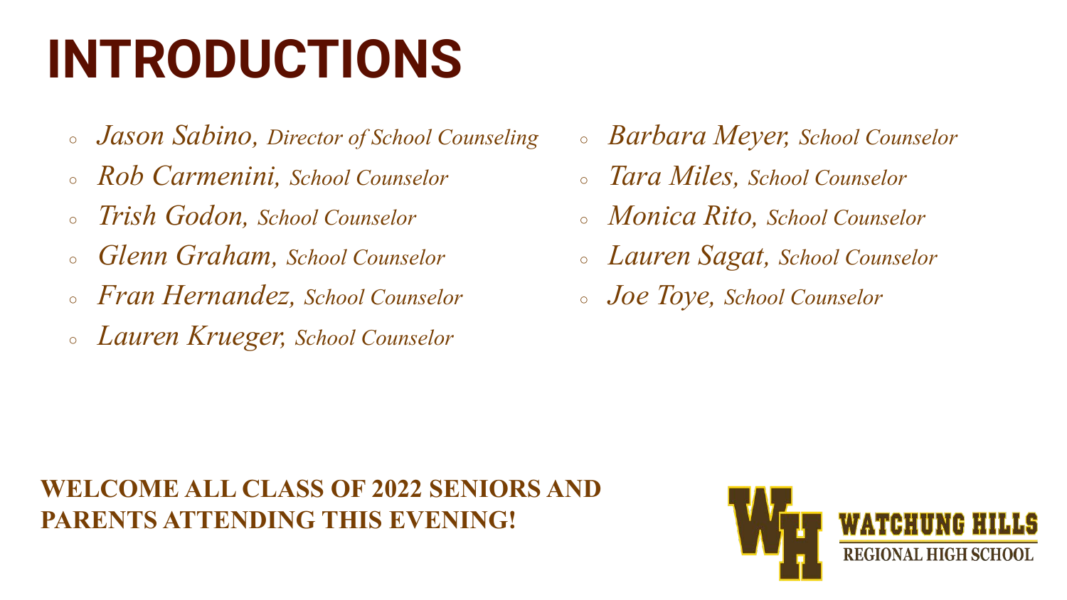# INTRODUCTIONS

- *Jason Sabino, Director of School Counseling*
- *Rob Carmenini, School Counselor*
- *Trish Godon, School Counselor*
- *Glenn Graham, School Counselor*
- *Fran Hernandez, School Counselor*
- *Lauren Krueger, School Counselor*
- *Barbara Meyer, School Counselor*
- *Tara Miles, School Counselor*
- *Monica Rito, School Counselor*
- *Lauren Sagat, School Counselor*
- *Joe Toye, School Counselor*

**WELCOME ALL CLASS OF 2022 SENIORS AND PARENTS ATTENDING THIS EVENING!**

WATCHUNG HILLS REGIONAL HIGH SCHOOL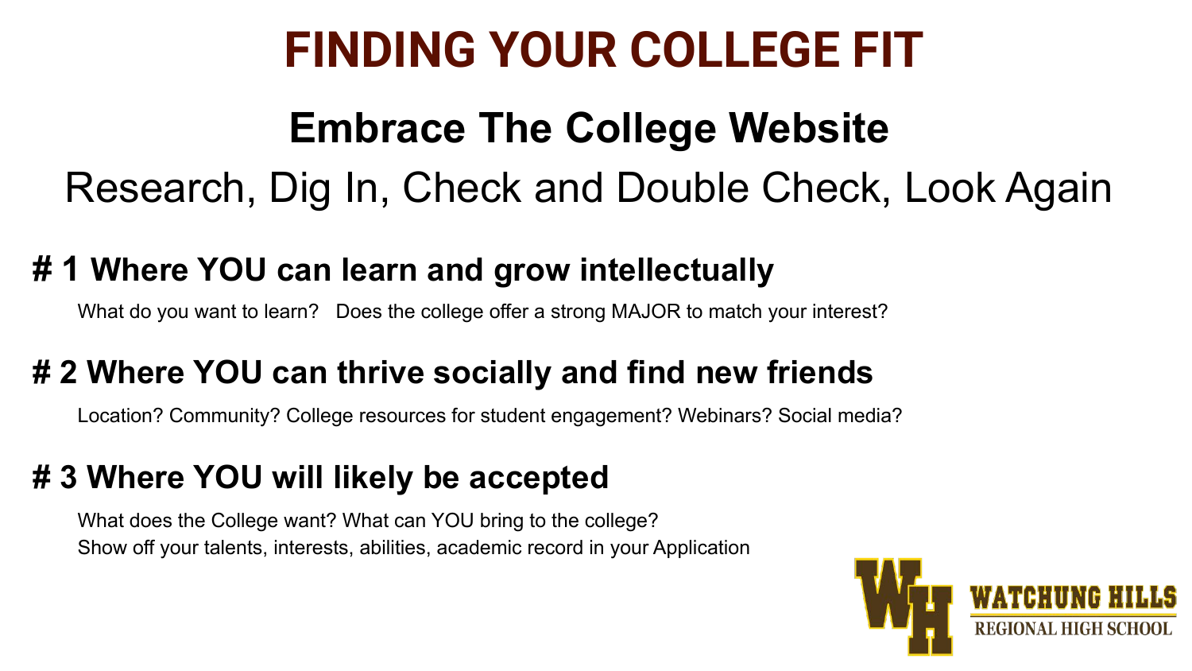# FINDING YOUR COLLEGE FIT

## Embrace The College Website

Research, Dig In, Check and Double Check, Look Again

### # 1 Where YOU can learn and grow intellectually

What do you want to learn? Does the college offer a strong MAJOR to match your interest?

### # 2 Where YOU can thrive socially and find new friends

Location? Community? College resources for student engagement? Webinars? Social media?

### # 3 Where YOU will likely be accepted

What does the College want? What can YOU bring to the college?
Show off your talents, interests, abilities, academic record in your Application

WATCHUNG HILLS REGIONAL HIGH SCHOOL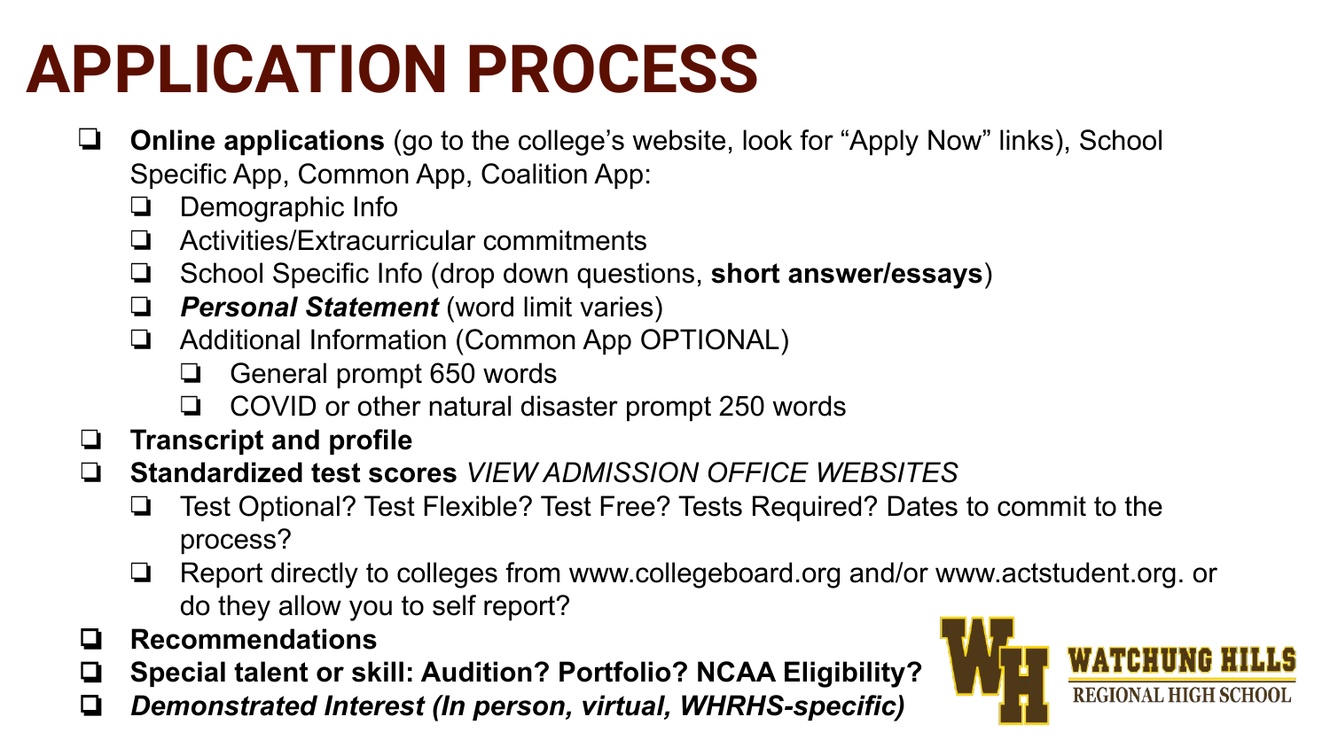# APPLICATION PROCESS

- **Online applications** (go to the college's website, look for "Apply Now" links), School Specific App, Common App, Coalition App:
  - Demographic Info
  - Activities/Extracurricular commitments
  - School Specific Info (drop down questions, **short answer/essays**)
  - ***Personal Statement*** (word limit varies)
  - Additional Information (Common App OPTIONAL)
    - General prompt 650 words
    - COVID or other natural disaster prompt 250 words
- **Transcript and profile**
- **Standardized test scores** *VIEW ADMISSION OFFICE WEBSITES*
  - Test Optional? Test Flexible? Test Free? Tests Required? Dates to commit to the process?
  - Report directly to colleges from www.collegeboard.org and/or www.actstudent.org. or do they allow you to self report?
- **Recommendations**
- **Special talent or skill: Audition? Portfolio? NCAA Eligibility?**
- ***Demonstrated Interest (In person, virtual, WHRHS-specific)***

WATCHUNG HILLS REGIONAL HIGH SCHOOL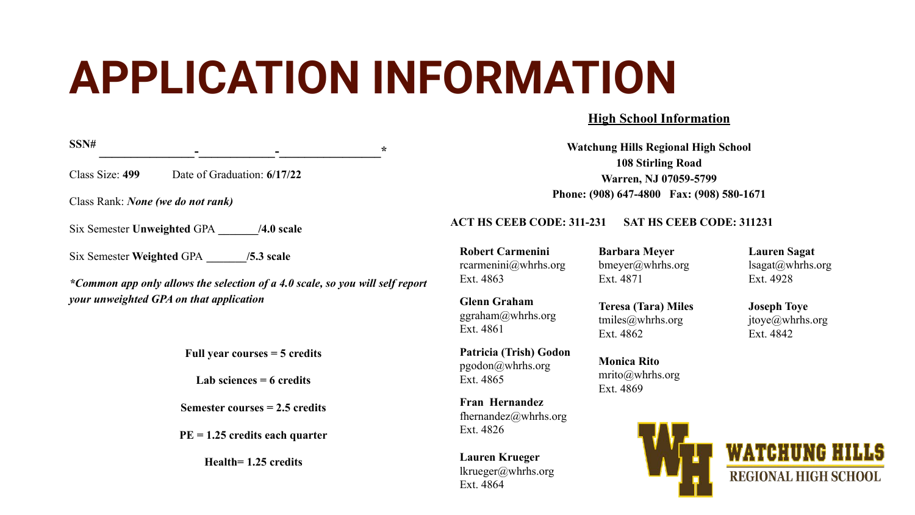# APPLICATION INFORMATION

**SSN#** ________________-_____________-_________________*

Class Size: **499** Date of Graduation: **6/17/22**

Class Rank: ***None (we do not rank)***

Six Semester **Unweighted** GPA _______**/4.0 scale**

Six Semester **Weighted** GPA _______**/5.3 scale**

***Common app only allows the selection of a 4.0 scale, so you will self report your unweighted GPA on that application***

**Full year courses = 5 credits**

**Lab sciences = 6 credits**

**Semester courses = 2.5 credits**

**PE = 1.25 credits each quarter**

**Health= 1.25 credits**

## High School Information

**Watchung Hills Regional High School**
**108 Stirling Road**
**Warren, NJ 07059-5799**
**Phone: (908) 647-4800 Fax: (908) 580-1671**

**ACT HS CEEB CODE: 311-231** **SAT HS CEEB CODE: 311231**

**Robert Carmenini**
rcarmenini@whrhs.org
Ext. 4863

**Glenn Graham**
ggraham@whrhs.org
Ext. 4861

**Patricia (Trish) Godon**
pgodon@whrhs.org
Ext. 4865

**Fran Hernandez**
fhernandez@whrhs.org
Ext. 4826

**Lauren Krueger**
lkrueger@whrhs.org
Ext. 4864

**Barbara Meyer**
bmeyer@whrhs.org
Ext. 4871

**Teresa (Tara) Miles**
tmiles@whrhs.org
Ext. 4862

**Monica Rito**
mrito@whrhs.org
Ext. 4869

**Lauren Sagat**
lsagat@whrhs.org
Ext. 4928

**Joseph Toye**
jtoye@whrhs.org
Ext. 4842

WATCHUNG HILLS REGIONAL HIGH SCHOOL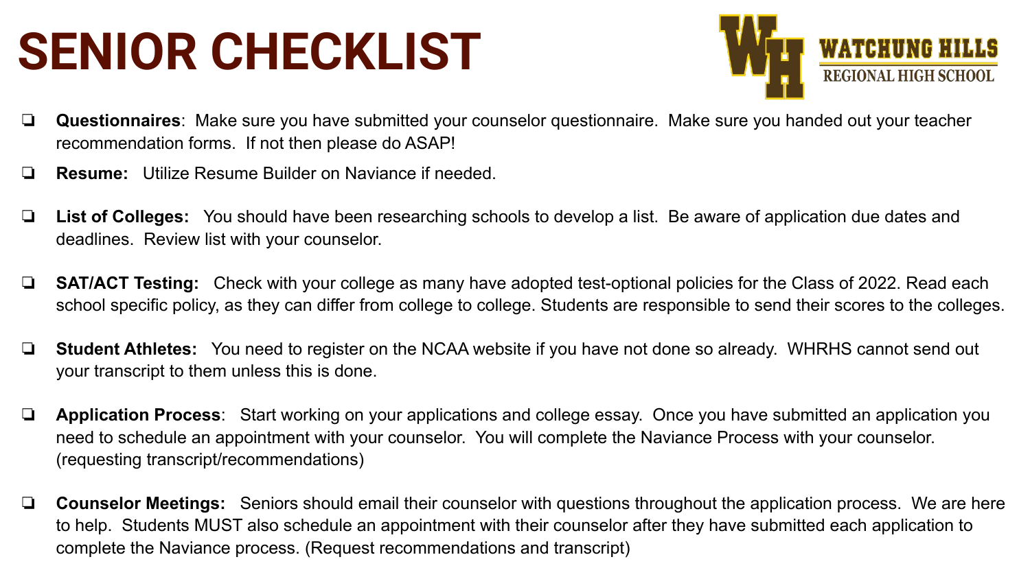# SENIOR CHECKLIST

WATCHUNG HILLS REGIONAL HIGH SCHOOL

- ❏ **Questionnaires**: Make sure you have submitted your counselor questionnaire. Make sure you handed out your teacher recommendation forms. If not then please do ASAP!
- ❏ **Resume:** Utilize Resume Builder on Naviance if needed.
- ❏ **List of Colleges:** You should have been researching schools to develop a list. Be aware of application due dates and deadlines. Review list with your counselor.
- ❏ **SAT/ACT Testing:** Check with your college as many have adopted test-optional policies for the Class of 2022. Read each school specific policy, as they can differ from college to college. Students are responsible to send their scores to the colleges.
- ❏ **Student Athletes:** You need to register on the NCAA website if you have not done so already. WHRHS cannot send out your transcript to them unless this is done.
- ❏ **Application Process**: Start working on your applications and college essay. Once you have submitted an application you need to schedule an appointment with your counselor. You will complete the Naviance Process with your counselor. (requesting transcript/recommendations)
- ❏ **Counselor Meetings:** Seniors should email their counselor with questions throughout the application process. We are here to help. Students MUST also schedule an appointment with their counselor after they have submitted each application to complete the Naviance process. (Request recommendations and transcript)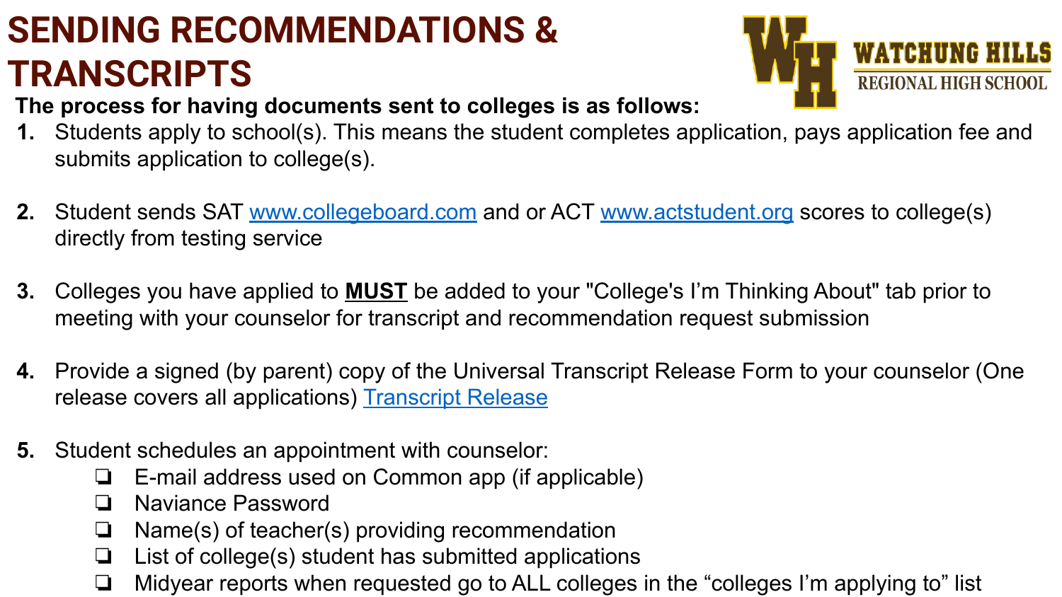# SENDING RECOMMENDATIONS & TRANSCRIPTS

WATCHUNG HILLS REGIONAL HIGH SCHOOL

**The process for having documents sent to colleges is as follows:**

1. Students apply to school(s). This means the student completes application, pays application fee and submits application to college(s).

2. Student sends SAT [www.collegeboard.com](www.collegeboard.com) and or ACT [www.actstudent.org](www.actstudent.org) scores to college(s) directly from testing service

3. Colleges you have applied to **MUST** be added to your "College's I'm Thinking About" tab prior to meeting with your counselor for transcript and recommendation request submission

4. Provide a signed (by parent) copy of the Universal Transcript Release Form to your counselor (One release covers all applications) [Transcript Release]()

5. Student schedules an appointment with counselor:
   - ❏ E-mail address used on Common app (if applicable)
   - ❏ Naviance Password
   - ❏ Name(s) of teacher(s) providing recommendation
   - ❏ List of college(s) student has submitted applications
   - ❏ Midyear reports when requested go to ALL colleges in the "colleges I'm applying to" list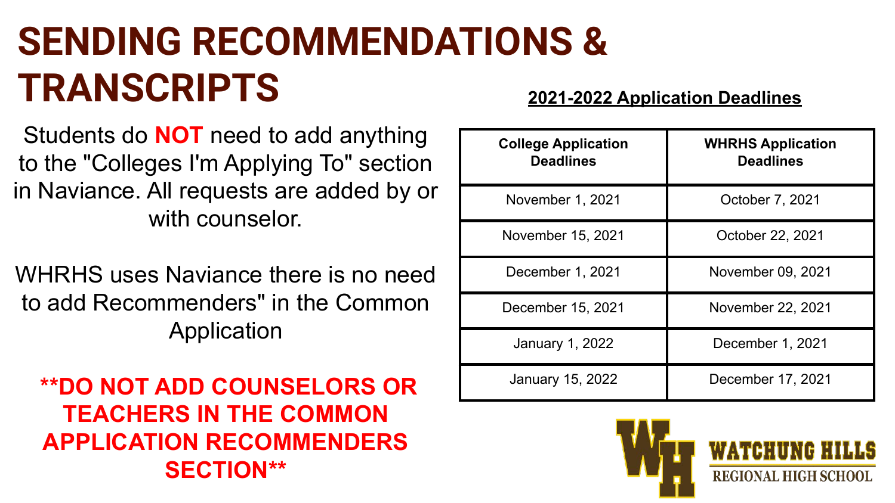# SENDING RECOMMENDATIONS & TRANSCRIPTS

Students do **NOT** need to add anything to the "Colleges I'm Applying To" section in Naviance. All requests are added by or with counselor.

WHRHS uses Naviance there is no need to add Recommenders" in the Common Application

****DO NOT ADD COUNSELORS OR TEACHERS IN THE COMMON APPLICATION RECOMMENDERS SECTION****

**2021-2022 Application Deadlines**

| College Application Deadlines | WHRHS Application Deadlines |
|---|---|
| November 1, 2021 | October 7, 2021 |
| November 15, 2021 | October 22, 2021 |
| December 1, 2021 | November 09, 2021 |
| December 15, 2021 | November 22, 2021 |
| January 1, 2022 | December 1, 2021 |
| January 15, 2022 | December 17, 2021 |

WATCHUNG HILLS REGIONAL HIGH SCHOOL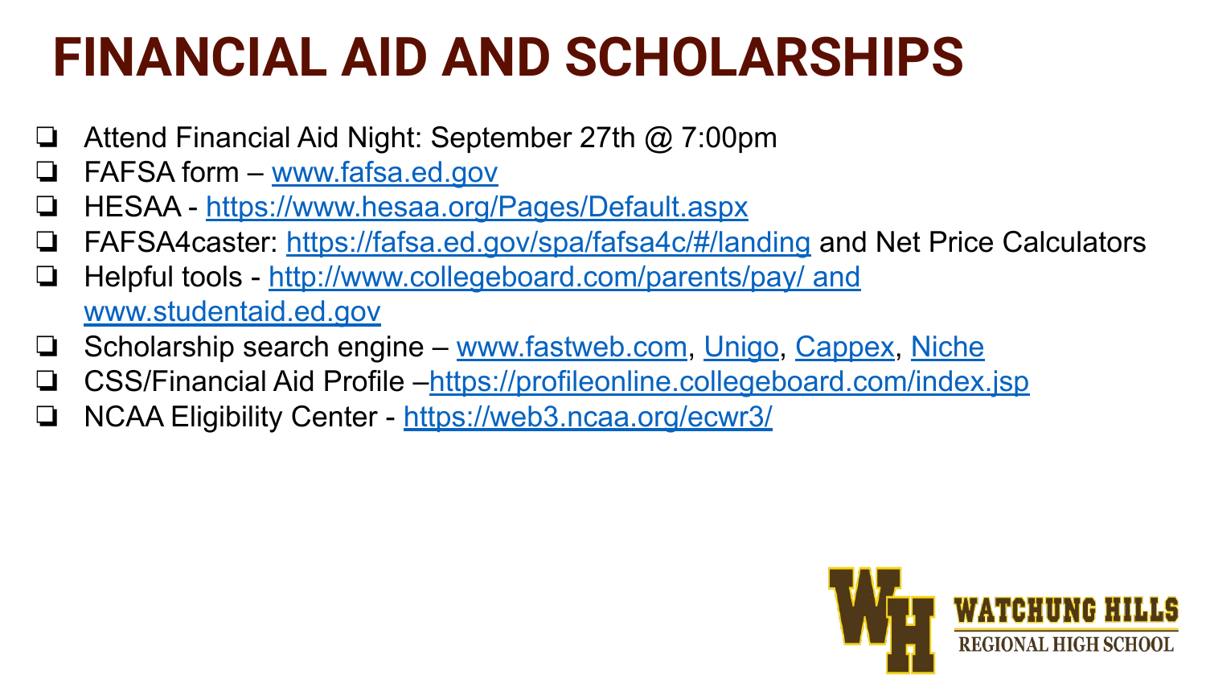# FINANCIAL AID AND SCHOLARSHIPS

- Attend Financial Aid Night: September 27th @ 7:00pm
- FAFSA form – www.fafsa.ed.gov
- HESAA - https://www.hesaa.org/Pages/Default.aspx
- FAFSA4caster: https://fafsa.ed.gov/spa/fafsa4c/#/landing and Net Price Calculators
- Helpful tools - http://www.collegeboard.com/parents/pay/ and www.studentaid.ed.gov
- Scholarship search engine – www.fastweb.com, Unigo, Cappex, Niche
- CSS/Financial Aid Profile –https://profileonline.collegeboard.com/index.jsp
- NCAA Eligibility Center - https://web3.ncaa.org/ecwr3/

WATCHUNG HILLS REGIONAL HIGH SCHOOL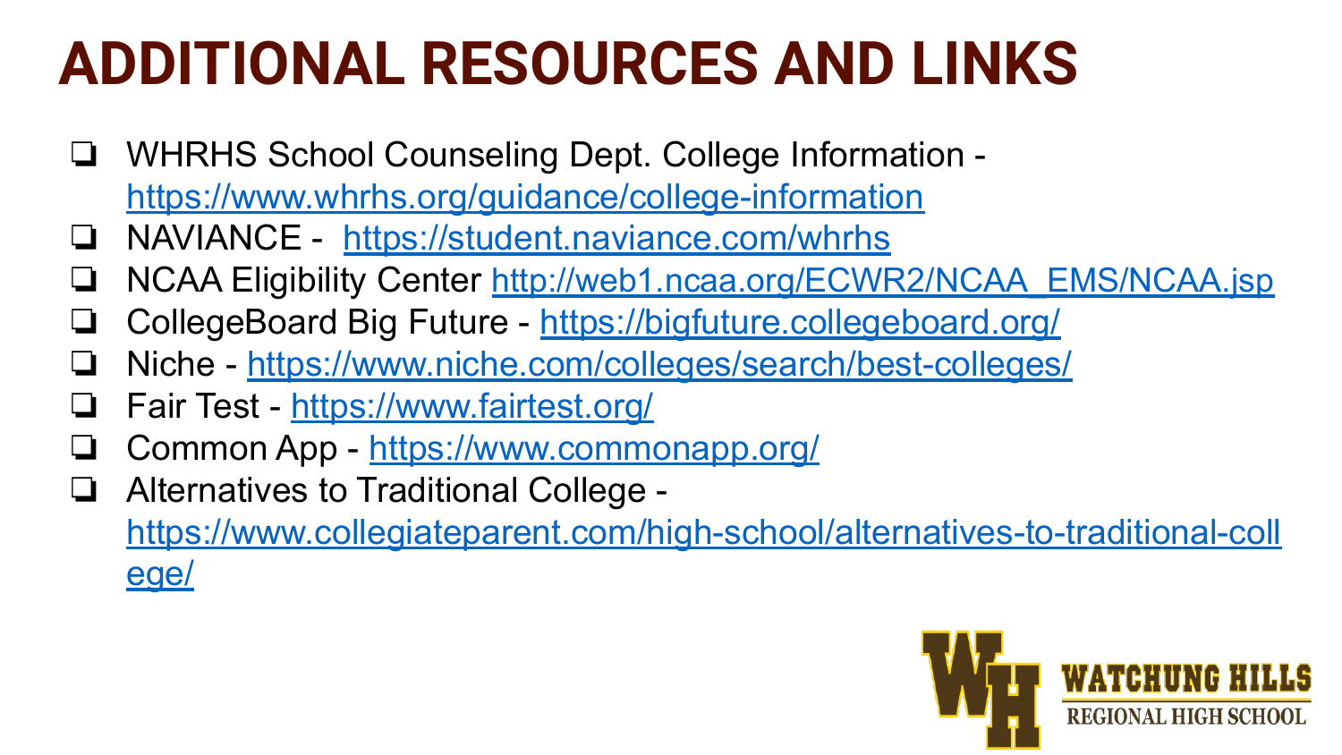# ADDITIONAL RESOURCES AND LINKS

- WHRHS School Counseling Dept. College Information - https://www.whrhs.org/guidance/college-information
- NAVIANCE - https://student.naviance.com/whrhs
- NCAA Eligibility Center http://web1.ncaa.org/ECWR2/NCAA_EMS/NCAA.jsp
- CollegeBoard Big Future - https://bigfuture.collegeboard.org/
- Niche - https://www.niche.com/colleges/search/best-colleges/
- Fair Test - https://www.fairtest.org/
- Common App - https://www.commonapp.org/
- Alternatives to Traditional College - https://www.collegiateparent.com/high-school/alternatives-to-traditional-college/

WATCHUNG HILLS REGIONAL HIGH SCHOOL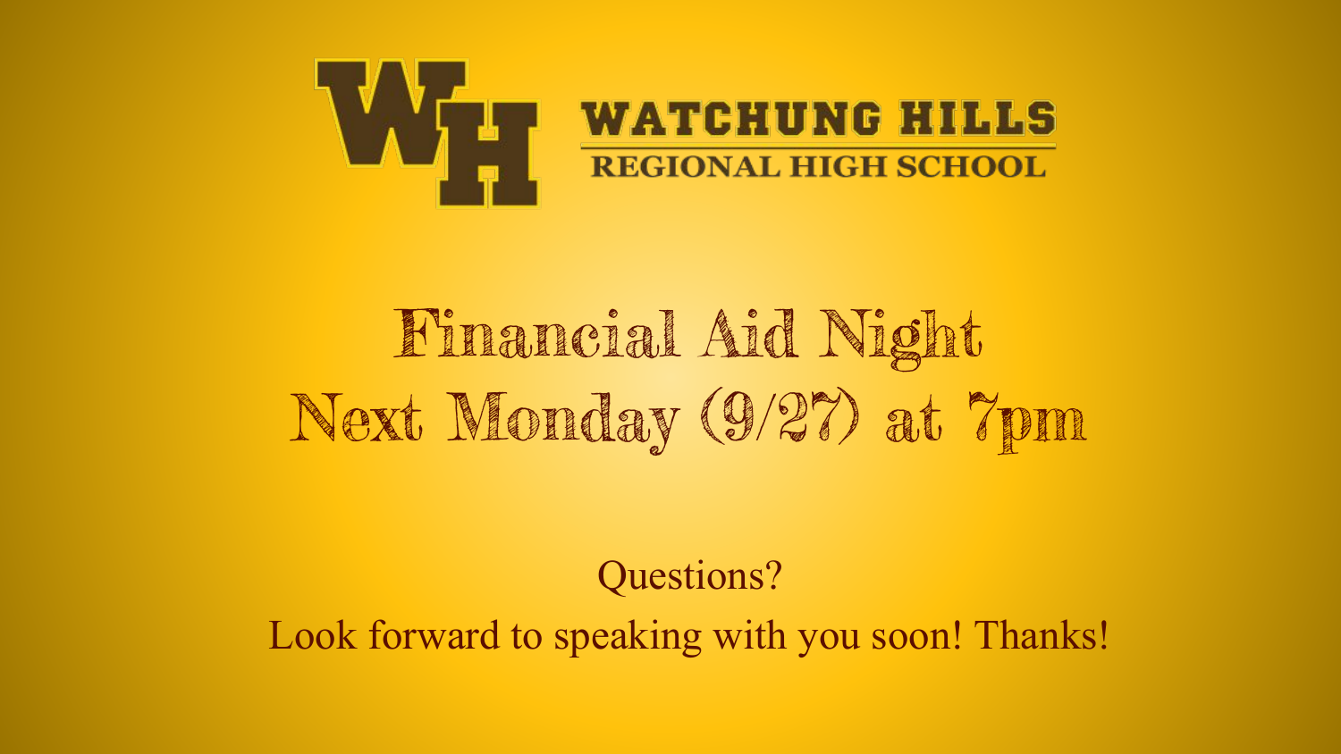WATCHUNG HILLS
REGIONAL HIGH SCHOOL

# Financial Aid Night
# Next Monday (9/27) at 7pm

Questions?

Look forward to speaking with you soon! Thanks!